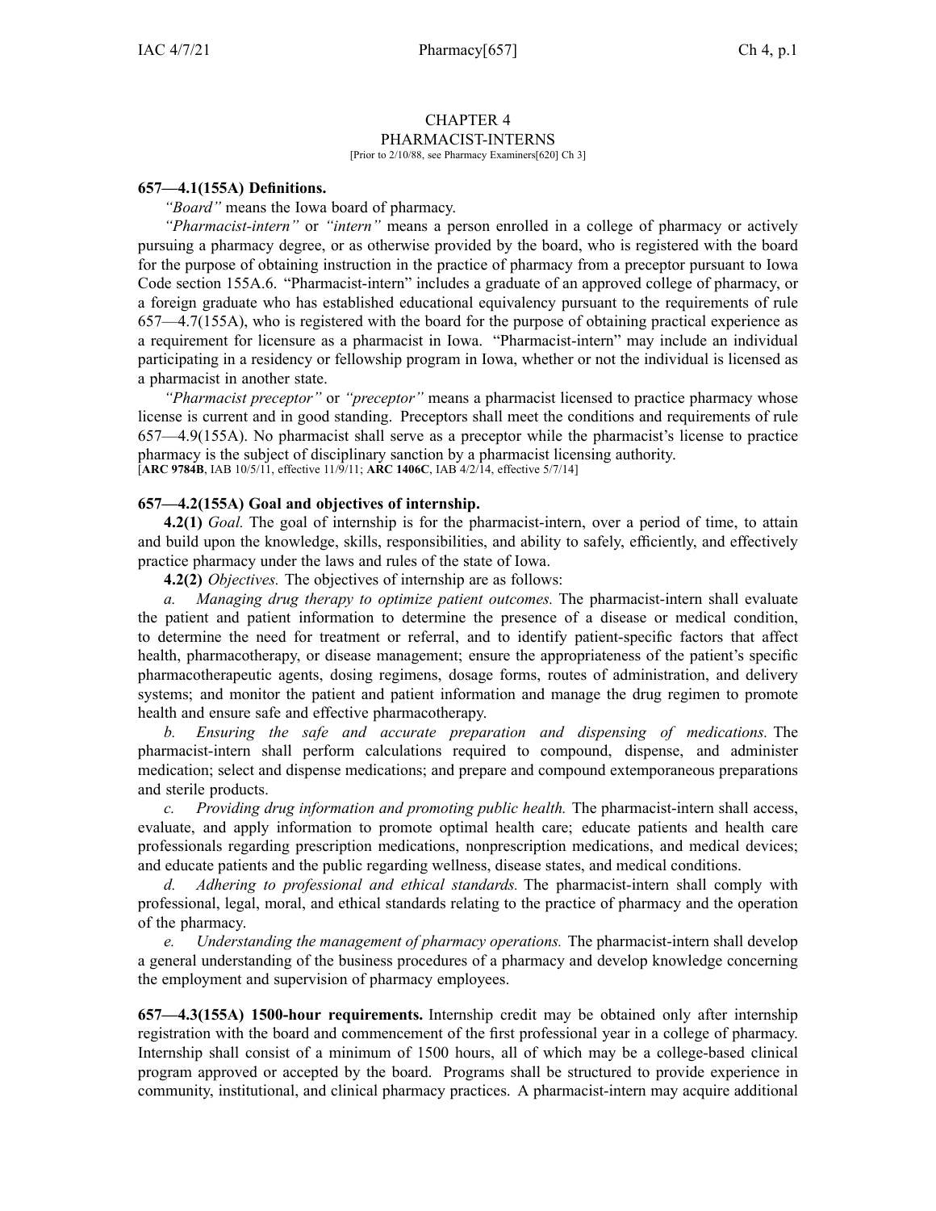# CHAPTER 4
## PHARMACIST-INTERNS

[Prior to 2/10/88, see Pharmacy Examiners[620] Ch 3]

**657—4.1(155A) Definitions.**

*"Board"* means the Iowa board of pharmacy.

*"Pharmacist-intern"* or *"intern"* means a person enrolled in a college of pharmacy or actively pursuing a pharmacy degree, or as otherwise provided by the board, who is registered with the board for the purpose of obtaining instruction in the practice of pharmacy from a preceptor pursuant to Iowa Code section 155A.6. "Pharmacist-intern" includes a graduate of an approved college of pharmacy, or a foreign graduate who has established educational equivalency pursuant to the requirements of rule 657—4.7(155A), who is registered with the board for the purpose of obtaining practical experience as a requirement for licensure as a pharmacist in Iowa. "Pharmacist-intern" may include an individual participating in a residency or fellowship program in Iowa, whether or not the individual is licensed as a pharmacist in another state.

*"Pharmacist preceptor"* or *"preceptor"* means a pharmacist licensed to practice pharmacy whose license is current and in good standing. Preceptors shall meet the conditions and requirements of rule 657—4.9(155A). No pharmacist shall serve as a preceptor while the pharmacist's license to practice pharmacy is the subject of disciplinary sanction by a pharmacist licensing authority.

[**ARC 9784B**, IAB 10/5/11, effective 11/9/11; **ARC 1406C**, IAB 4/2/14, effective 5/7/14]

**657—4.2(155A) Goal and objectives of internship.**

**4.2(1)** *Goal.* The goal of internship is for the pharmacist-intern, over a period of time, to attain and build upon the knowledge, skills, responsibilities, and ability to safely, efficiently, and effectively practice pharmacy under the laws and rules of the state of Iowa.

**4.2(2)** *Objectives.* The objectives of internship are as follows:

*a. Managing drug therapy to optimize patient outcomes.* The pharmacist-intern shall evaluate the patient and patient information to determine the presence of a disease or medical condition, to determine the need for treatment or referral, and to identify patient-specific factors that affect health, pharmacotherapy, or disease management; ensure the appropriateness of the patient's specific pharmacotherapeutic agents, dosing regimens, dosage forms, routes of administration, and delivery systems; and monitor the patient and patient information and manage the drug regimen to promote health and ensure safe and effective pharmacotherapy.

*b. Ensuring the safe and accurate preparation and dispensing of medications.* The pharmacist-intern shall perform calculations required to compound, dispense, and administer medication; select and dispense medications; and prepare and compound extemporaneous preparations and sterile products.

*c. Providing drug information and promoting public health.* The pharmacist-intern shall access, evaluate, and apply information to promote optimal health care; educate patients and health care professionals regarding prescription medications, nonprescription medications, and medical devices; and educate patients and the public regarding wellness, disease states, and medical conditions.

*d. Adhering to professional and ethical standards.* The pharmacist-intern shall comply with professional, legal, moral, and ethical standards relating to the practice of pharmacy and the operation of the pharmacy.

*e. Understanding the management of pharmacy operations.* The pharmacist-intern shall develop a general understanding of the business procedures of a pharmacy and develop knowledge concerning the employment and supervision of pharmacy employees.

**657—4.3(155A) 1500-hour requirements.** Internship credit may be obtained only after internship registration with the board and commencement of the first professional year in a college of pharmacy. Internship shall consist of a minimum of 1500 hours, all of which may be a college-based clinical program approved or accepted by the board. Programs shall be structured to provide experience in community, institutional, and clinical pharmacy practices. A pharmacist-intern may acquire additional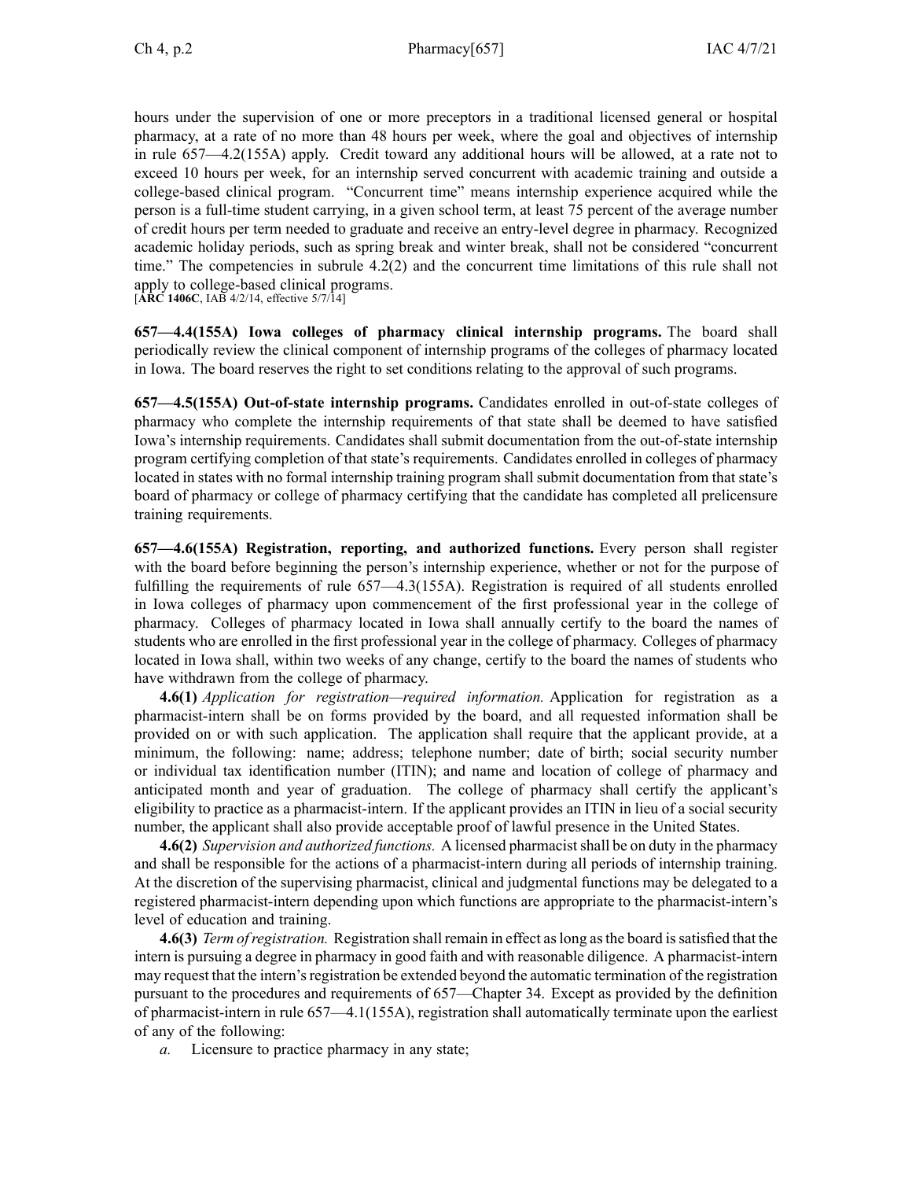hours under the supervision of one or more preceptors in a traditional licensed general or hospital pharmacy, at a rate of no more than 48 hours per week, where the goal and objectives of internship in rule 657—4.2(155A) apply. Credit toward any additional hours will be allowed, at a rate not to exceed 10 hours per week, for an internship served concurrent with academic training and outside a college-based clinical program. "Concurrent time" means internship experience acquired while the person is a full-time student carrying, in a given school term, at least 75 percent of the average number of credit hours per term needed to graduate and receive an entry-level degree in pharmacy. Recognized academic holiday periods, such as spring break and winter break, shall not be considered "concurrent time." The competencies in subrule 4.2(2) and the concurrent time limitations of this rule shall not apply to college-based clinical programs.
[**ARC 1406C**, IAB 4/2/14, effective 5/7/14]

**657—4.4(155A) Iowa colleges of pharmacy clinical internship programs.** The board shall periodically review the clinical component of internship programs of the colleges of pharmacy located in Iowa. The board reserves the right to set conditions relating to the approval of such programs.

**657—4.5(155A) Out-of-state internship programs.** Candidates enrolled in out-of-state colleges of pharmacy who complete the internship requirements of that state shall be deemed to have satisfied Iowa's internship requirements. Candidates shall submit documentation from the out-of-state internship program certifying completion of that state's requirements. Candidates enrolled in colleges of pharmacy located in states with no formal internship training program shall submit documentation from that state's board of pharmacy or college of pharmacy certifying that the candidate has completed all prelicensure training requirements.

**657—4.6(155A) Registration, reporting, and authorized functions.** Every person shall register with the board before beginning the person's internship experience, whether or not for the purpose of fulfilling the requirements of rule 657—4.3(155A). Registration is required of all students enrolled in Iowa colleges of pharmacy upon commencement of the first professional year in the college of pharmacy. Colleges of pharmacy located in Iowa shall annually certify to the board the names of students who are enrolled in the first professional year in the college of pharmacy. Colleges of pharmacy located in Iowa shall, within two weeks of any change, certify to the board the names of students who have withdrawn from the college of pharmacy.

**4.6(1)** *Application for registration—required information.* Application for registration as a pharmacist-intern shall be on forms provided by the board, and all requested information shall be provided on or with such application. The application shall require that the applicant provide, at a minimum, the following: name; address; telephone number; date of birth; social security number or individual tax identification number (ITIN); and name and location of college of pharmacy and anticipated month and year of graduation. The college of pharmacy shall certify the applicant's eligibility to practice as a pharmacist-intern. If the applicant provides an ITIN in lieu of a social security number, the applicant shall also provide acceptable proof of lawful presence in the United States.

**4.6(2)** *Supervision and authorized functions.* A licensed pharmacist shall be on duty in the pharmacy and shall be responsible for the actions of a pharmacist-intern during all periods of internship training. At the discretion of the supervising pharmacist, clinical and judgmental functions may be delegated to a registered pharmacist-intern depending upon which functions are appropriate to the pharmacist-intern's level of education and training.

**4.6(3)** *Term of registration.* Registration shall remain in effect as long as the board is satisfied that the intern is pursuing a degree in pharmacy in good faith and with reasonable diligence. A pharmacist-intern may request that the intern's registration be extended beyond the automatic termination of the registration pursuant to the procedures and requirements of 657—Chapter 34. Except as provided by the definition of pharmacist-intern in rule 657—4.1(155A), registration shall automatically terminate upon the earliest of any of the following:

*a.* Licensure to practice pharmacy in any state;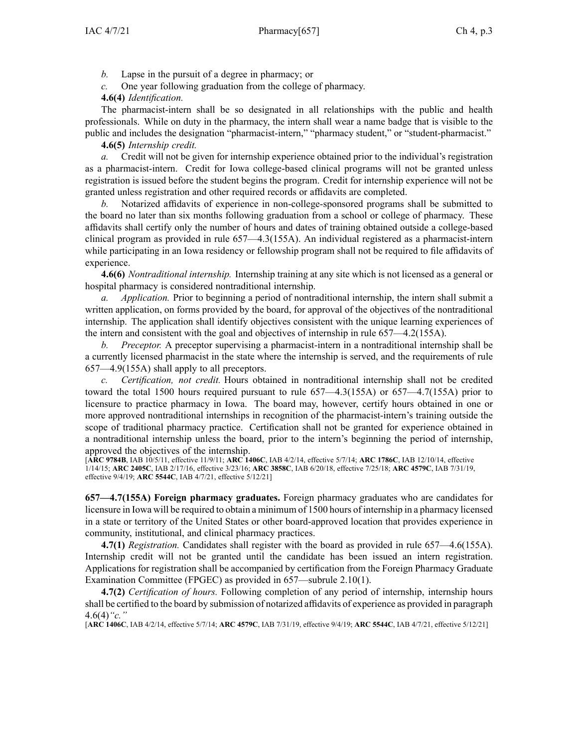*b.* Lapse in the pursuit of a degree in pharmacy; or

*c.* One year following graduation from the college of pharmacy.

**4.6(4)** *Identification.*

The pharmacist-intern shall be so designated in all relationships with the public and health professionals. While on duty in the pharmacy, the intern shall wear a name badge that is visible to the public and includes the designation "pharmacist-intern," "pharmacy student," or "student-pharmacist."

**4.6(5)** *Internship credit.*

*a.* Credit will not be given for internship experience obtained prior to the individual's registration as a pharmacist-intern. Credit for Iowa college-based clinical programs will not be granted unless registration is issued before the student begins the program. Credit for internship experience will not be granted unless registration and other required records or affidavits are completed.

*b.* Notarized affidavits of experience in non-college-sponsored programs shall be submitted to the board no later than six months following graduation from a school or college of pharmacy. These affidavits shall certify only the number of hours and dates of training obtained outside a college-based clinical program as provided in rule 657—4.3(155A). An individual registered as a pharmacist-intern while participating in an Iowa residency or fellowship program shall not be required to file affidavits of experience.

**4.6(6)** *Nontraditional internship.* Internship training at any site which is not licensed as a general or hospital pharmacy is considered nontraditional internship.

*a.* *Application.* Prior to beginning a period of nontraditional internship, the intern shall submit a written application, on forms provided by the board, for approval of the objectives of the nontraditional internship. The application shall identify objectives consistent with the unique learning experiences of the intern and consistent with the goal and objectives of internship in rule 657—4.2(155A).

*b.* *Preceptor.* A preceptor supervising a pharmacist-intern in a nontraditional internship shall be a currently licensed pharmacist in the state where the internship is served, and the requirements of rule 657—4.9(155A) shall apply to all preceptors.

*c.* *Certification, not credit.* Hours obtained in nontraditional internship shall not be credited toward the total 1500 hours required pursuant to rule 657—4.3(155A) or 657—4.7(155A) prior to licensure to practice pharmacy in Iowa. The board may, however, certify hours obtained in one or more approved nontraditional internships in recognition of the pharmacist-intern's training outside the scope of traditional pharmacy practice. Certification shall not be granted for experience obtained in a nontraditional internship unless the board, prior to the intern's beginning the period of internship, approved the objectives of the internship.

[**ARC 9784B**, IAB 10/5/11, effective 11/9/11; **ARC 1406C**, IAB 4/2/14, effective 5/7/14; **ARC 1786C**, IAB 12/10/14, effective 1/14/15; **ARC 2405C**, IAB 2/17/16, effective 3/23/16; **ARC 3858C**, IAB 6/20/18, effective 7/25/18; **ARC 4579C**, IAB 7/31/19, effective 9/4/19; **ARC 5544C**, IAB 4/7/21, effective 5/12/21]

**657—4.7(155A) Foreign pharmacy graduates.** Foreign pharmacy graduates who are candidates for licensure in Iowa will be required to obtain a minimum of 1500 hours of internship in a pharmacy licensed in a state or territory of the United States or other board-approved location that provides experience in community, institutional, and clinical pharmacy practices.

**4.7(1)** *Registration.* Candidates shall register with the board as provided in rule 657—4.6(155A). Internship credit will not be granted until the candidate has been issued an intern registration. Applications for registration shall be accompanied by certification from the Foreign Pharmacy Graduate Examination Committee (FPGEC) as provided in 657—subrule 2.10(1).

**4.7(2)** *Certification of hours.* Following completion of any period of internship, internship hours shall be certified to the board by submission of notarized affidavits of experience as provided in paragraph 4.6(4)*"c."*

[**ARC 1406C**, IAB 4/2/14, effective 5/7/14; **ARC 4579C**, IAB 7/31/19, effective 9/4/19; **ARC 5544C**, IAB 4/7/21, effective 5/12/21]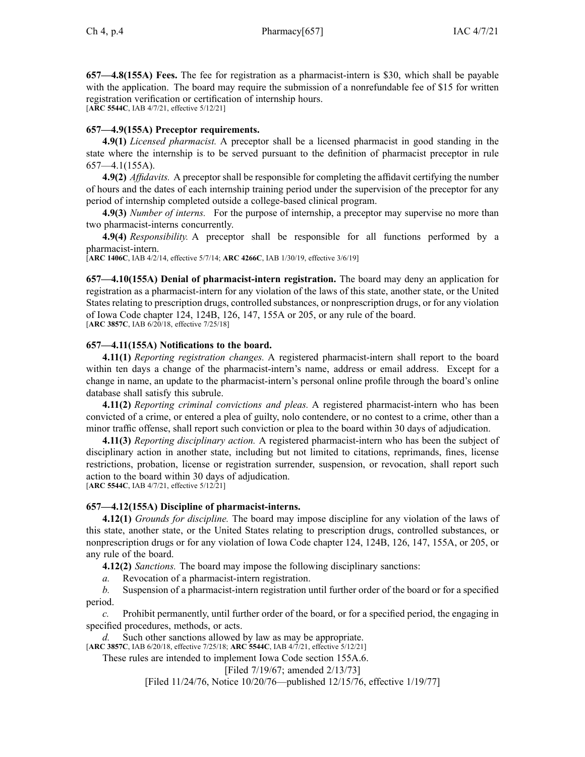**657—4.8(155A) Fees.** The fee for registration as a pharmacist-intern is $30, which shall be payable with the application. The board may require the submission of a nonrefundable fee of $15 for written registration verification or certification of internship hours.
[**ARC 5544C**, IAB 4/7/21, effective 5/12/21]

**657—4.9(155A) Preceptor requirements.**

**4.9(1)** *Licensed pharmacist.* A preceptor shall be a licensed pharmacist in good standing in the state where the internship is to be served pursuant to the definition of pharmacist preceptor in rule 657—4.1(155A).

**4.9(2)** *Affidavits.* A preceptor shall be responsible for completing the affidavit certifying the number of hours and the dates of each internship training period under the supervision of the preceptor for any period of internship completed outside a college-based clinical program.

**4.9(3)** *Number of interns.* For the purpose of internship, a preceptor may supervise no more than two pharmacist-interns concurrently.

**4.9(4)** *Responsibility.* A preceptor shall be responsible for all functions performed by a pharmacist-intern.
[**ARC 1406C**, IAB 4/2/14, effective 5/7/14; **ARC 4266C**, IAB 1/30/19, effective 3/6/19]

**657—4.10(155A) Denial of pharmacist-intern registration.** The board may deny an application for registration as a pharmacist-intern for any violation of the laws of this state, another state, or the United States relating to prescription drugs, controlled substances, or nonprescription drugs, or for any violation of Iowa Code chapter 124, 124B, 126, 147, 155A or 205, or any rule of the board.
[**ARC 3857C**, IAB 6/20/18, effective 7/25/18]

**657—4.11(155A) Notifications to the board.**

**4.11(1)** *Reporting registration changes.* A registered pharmacist-intern shall report to the board within ten days a change of the pharmacist-intern's name, address or email address. Except for a change in name, an update to the pharmacist-intern's personal online profile through the board's online database shall satisfy this subrule.

**4.11(2)** *Reporting criminal convictions and pleas.* A registered pharmacist-intern who has been convicted of a crime, or entered a plea of guilty, nolo contendere, or no contest to a crime, other than a minor traffic offense, shall report such conviction or plea to the board within 30 days of adjudication.

**4.11(3)** *Reporting disciplinary action.* A registered pharmacist-intern who has been the subject of disciplinary action in another state, including but not limited to citations, reprimands, fines, license restrictions, probation, license or registration surrender, suspension, or revocation, shall report such action to the board within 30 days of adjudication.
[**ARC 5544C**, IAB 4/7/21, effective 5/12/21]

**657—4.12(155A) Discipline of pharmacist-interns.**

**4.12(1)** *Grounds for discipline.* The board may impose discipline for any violation of the laws of this state, another state, or the United States relating to prescription drugs, controlled substances, or nonprescription drugs or for any violation of Iowa Code chapter 124, 124B, 126, 147, 155A, or 205, or any rule of the board.

**4.12(2)** *Sanctions.* The board may impose the following disciplinary sanctions:

*a.* Revocation of a pharmacist-intern registration.

*b.* Suspension of a pharmacist-intern registration until further order of the board or for a specified period.

*c.* Prohibit permanently, until further order of the board, or for a specified period, the engaging in specified procedures, methods, or acts.

*d.* Such other sanctions allowed by law as may be appropriate.
[**ARC 3857C**, IAB 6/20/18, effective 7/25/18; **ARC 5544C**, IAB 4/7/21, effective 5/12/21]

These rules are intended to implement Iowa Code section 155A.6.

[Filed 7/19/67; amended 2/13/73]

[Filed 11/24/76, Notice 10/20/76—published 12/15/76, effective 1/19/77]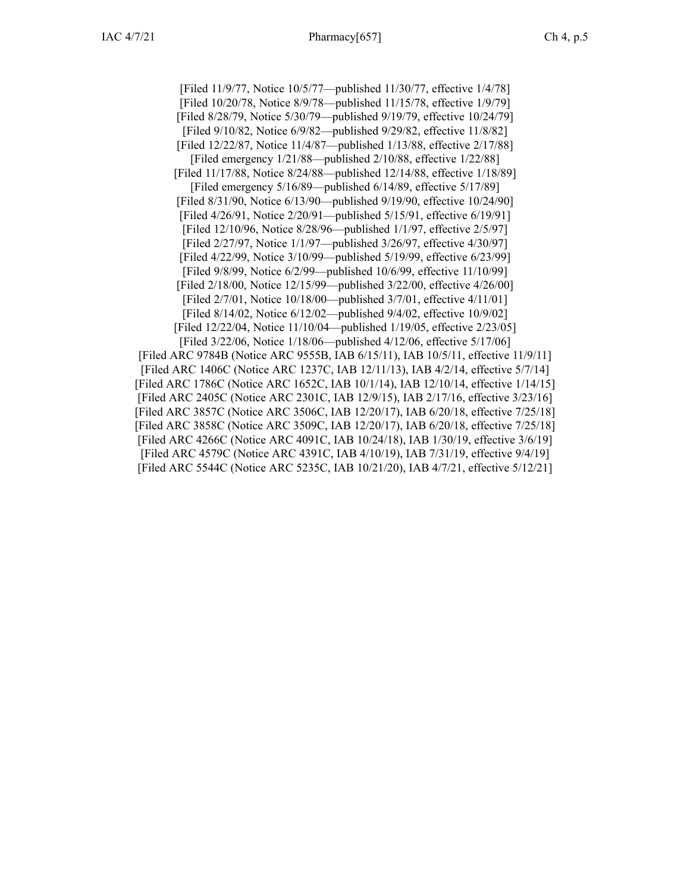[Filed 11/9/77, Notice 10/5/77—published 11/30/77, effective 1/4/78]
[Filed 10/20/78, Notice 8/9/78—published 11/15/78, effective 1/9/79]
[Filed 8/28/79, Notice 5/30/79—published 9/19/79, effective 10/24/79]
[Filed 9/10/82, Notice 6/9/82—published 9/29/82, effective 11/8/82]
[Filed 12/22/87, Notice 11/4/87—published 1/13/88, effective 2/17/88]
[Filed emergency 1/21/88—published 2/10/88, effective 1/22/88]
[Filed 11/17/88, Notice 8/24/88—published 12/14/88, effective 1/18/89]
[Filed emergency 5/16/89—published 6/14/89, effective 5/17/89]
[Filed 8/31/90, Notice 6/13/90—published 9/19/90, effective 10/24/90]
[Filed 4/26/91, Notice 2/20/91—published 5/15/91, effective 6/19/91]
[Filed 12/10/96, Notice 8/28/96—published 1/1/97, effective 2/5/97]
[Filed 2/27/97, Notice 1/1/97—published 3/26/97, effective 4/30/97]
[Filed 4/22/99, Notice 3/10/99—published 5/19/99, effective 6/23/99]
[Filed 9/8/99, Notice 6/2/99—published 10/6/99, effective 11/10/99]
[Filed 2/18/00, Notice 12/15/99—published 3/22/00, effective 4/26/00]
[Filed 2/7/01, Notice 10/18/00—published 3/7/01, effective 4/11/01]
[Filed 8/14/02, Notice 6/12/02—published 9/4/02, effective 10/9/02]
[Filed 12/22/04, Notice 11/10/04—published 1/19/05, effective 2/23/05]
[Filed 3/22/06, Notice 1/18/06—published 4/12/06, effective 5/17/06]
[Filed ARC 9784B (Notice ARC 9555B, IAB 6/15/11), IAB 10/5/11, effective 11/9/11]
[Filed ARC 1406C (Notice ARC 1237C, IAB 12/11/13), IAB 4/2/14, effective 5/7/14]
[Filed ARC 1786C (Notice ARC 1652C, IAB 10/1/14), IAB 12/10/14, effective 1/14/15]
[Filed ARC 2405C (Notice ARC 2301C, IAB 12/9/15), IAB 2/17/16, effective 3/23/16]
[Filed ARC 3857C (Notice ARC 3506C, IAB 12/20/17), IAB 6/20/18, effective 7/25/18]
[Filed ARC 3858C (Notice ARC 3509C, IAB 12/20/17), IAB 6/20/18, effective 7/25/18]
[Filed ARC 4266C (Notice ARC 4091C, IAB 10/24/18), IAB 1/30/19, effective 3/6/19]
[Filed ARC 4579C (Notice ARC 4391C, IAB 4/10/19), IAB 7/31/19, effective 9/4/19]
[Filed ARC 5544C (Notice ARC 5235C, IAB 10/21/20), IAB 4/7/21, effective 5/12/21]